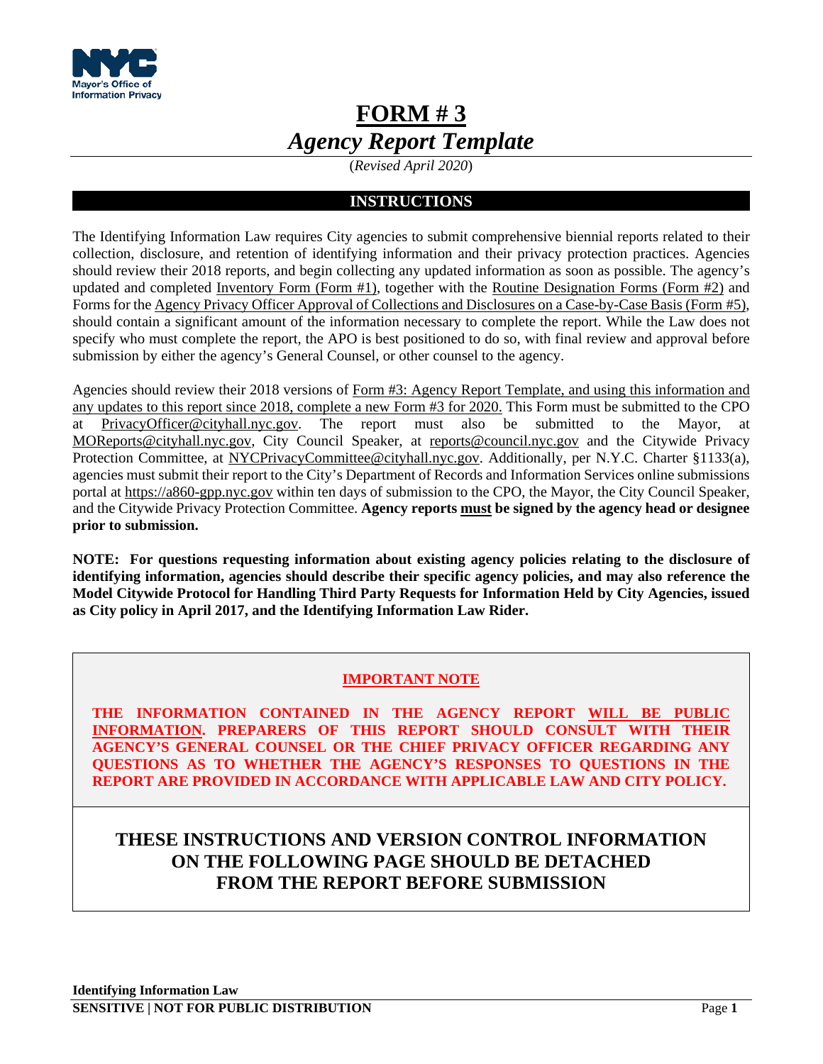Mayor's Office of Information Privacy

# FORM # 3

## *Agency Report Template*

(*Revised April 2020*)

### INSTRUCTIONS

The Identifying Information Law requires City agencies to submit comprehensive biennial reports related to their collection, disclosure, and retention of identifying information and their privacy protection practices. Agencies should review their 2018 reports, and begin collecting any updated information as soon as possible. The agency's updated and completed Inventory Form (Form #1), together with the Routine Designation Forms (Form #2) and Forms for the Agency Privacy Officer Approval of Collections and Disclosures on a Case-by-Case Basis (Form #5), should contain a significant amount of the information necessary to complete the report. While the Law does not specify who must complete the report, the APO is best positioned to do so, with final review and approval before submission by either the agency's General Counsel, or other counsel to the agency.

Agencies should review their 2018 versions of Form #3: Agency Report Template, and using this information and any updates to this report since 2018, complete a new Form #3 for 2020. This Form must be submitted to the CPO at PrivacyOfficer@cityhall.nyc.gov. The report must also be submitted to the Mayor, at MOReports@cityhall.nyc.gov, City Council Speaker, at reports@council.nyc.gov and the Citywide Privacy Protection Committee, at NYCPrivacyCommittee@cityhall.nyc.gov. Additionally, per N.Y.C. Charter §1133(a), agencies must submit their report to the City's Department of Records and Information Services online submissions portal at https://a860-gpp.nyc.gov within ten days of submission to the CPO, the Mayor, the City Council Speaker, and the Citywide Privacy Protection Committee. **Agency reports must be signed by the agency head or designee prior to submission.**

**NOTE: For questions requesting information about existing agency policies relating to the disclosure of identifying information, agencies should describe their specific agency policies, and may also reference the Model Citywide Protocol for Handling Third Party Requests for Information Held by City Agencies, issued as City policy in April 2017, and the Identifying Information Law Rider.**

**IMPORTANT NOTE**

**THE INFORMATION CONTAINED IN THE AGENCY REPORT WILL BE PUBLIC INFORMATION. PREPARERS OF THIS REPORT SHOULD CONSULT WITH THEIR AGENCY'S GENERAL COUNSEL OR THE CHIEF PRIVACY OFFICER REGARDING ANY QUESTIONS AS TO WHETHER THE AGENCY'S RESPONSES TO QUESTIONS IN THE REPORT ARE PROVIDED IN ACCORDANCE WITH APPLICABLE LAW AND CITY POLICY.**

**THESE INSTRUCTIONS AND VERSION CONTROL INFORMATION ON THE FOLLOWING PAGE SHOULD BE DETACHED FROM THE REPORT BEFORE SUBMISSION**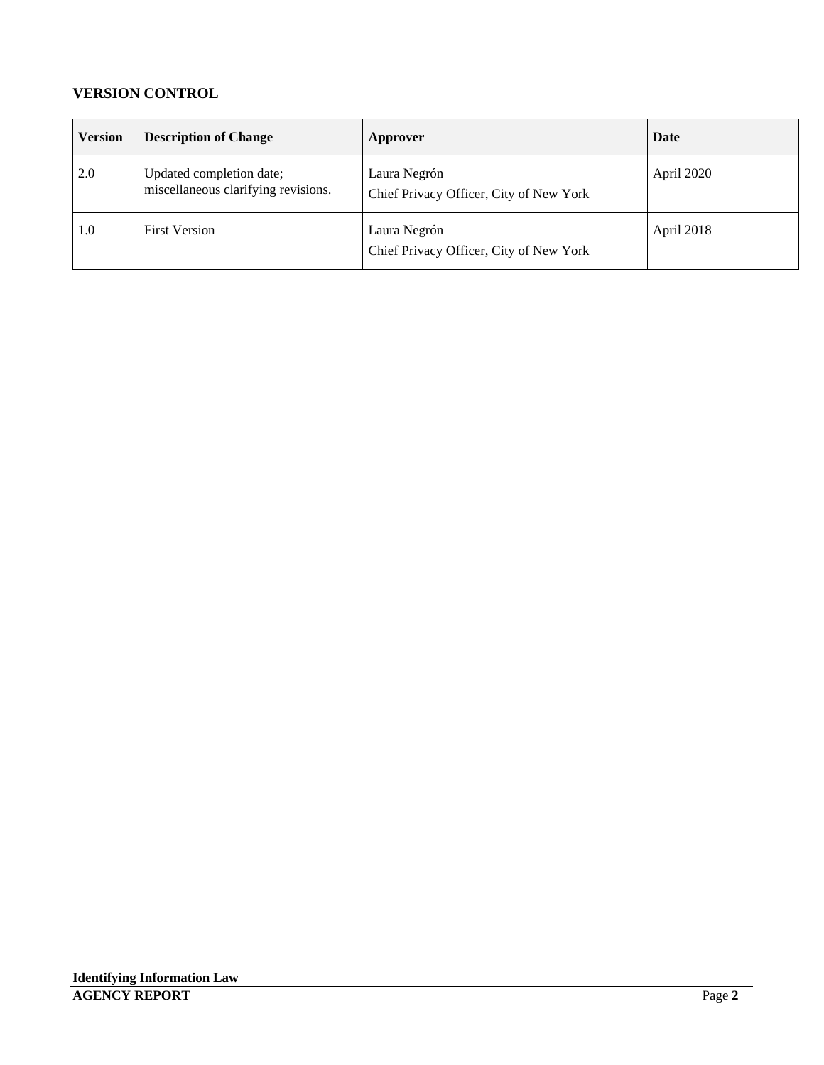**VERSION CONTROL**

| Version | Description of Change | Approver | Date |
|---|---|---|---|
| 2.0 | Updated completion date; miscellaneous clarifying revisions. | Laura Negrón<br>Chief Privacy Officer, City of New York | April 2020 |
| 1.0 | First Version | Laura Negrón<br>Chief Privacy Officer, City of New York | April 2018 |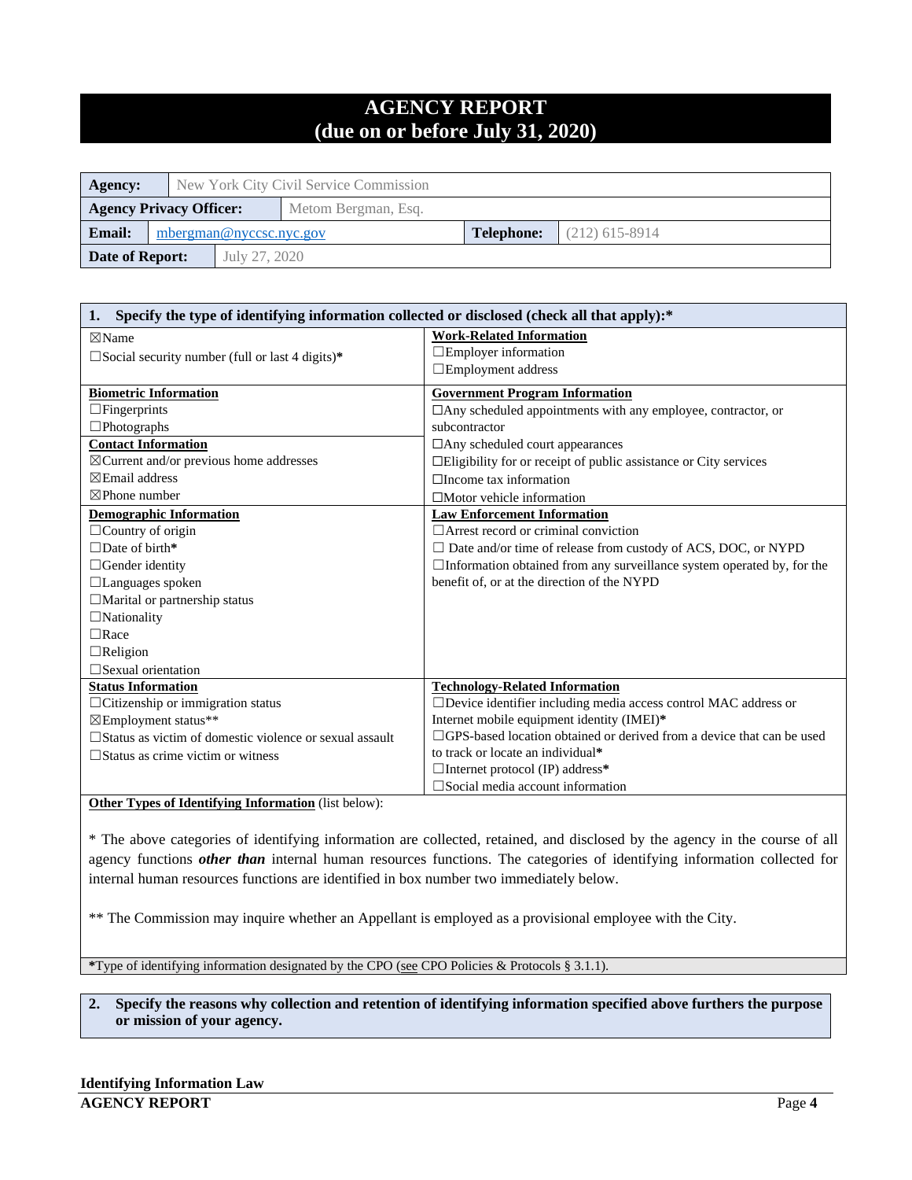# AGENCY REPORT
# (due on or before July 31, 2020)

| **Agency:** | New York City Civil Service Commission | | |
|---|---|---|---|
| **Agency Privacy Officer:** | Metom Bergman, Esq. | | |
| **Email:** | mbergman@nyccsc.nyc.gov | **Telephone:** | (212) 615-8914 |
| **Date of Report:** | July 27, 2020 | | |

| **1. Specify the type of identifying information collected or disclosed (check all that apply):*** | |
|---|---|
| ☒Name<br>☐Social security number (full or last 4 digits)* | **Work-Related Information**<br>☐Employer information<br>☐Employment address |
| **Biometric Information**<br>☐Fingerprints<br>☐Photographs<br>**Contact Information**<br>☒Current and/or previous home addresses<br>☒Email address<br>☒Phone number | **Government Program Information**<br>☐Any scheduled appointments with any employee, contractor, or subcontractor<br>☐Any scheduled court appearances<br>☐Eligibility for or receipt of public assistance or City services<br>☐Income tax information<br>☐Motor vehicle information |
| **Demographic Information**<br>☐Country of origin<br>☐Date of birth*<br>☐Gender identity<br>☐Languages spoken<br>☐Marital or partnership status<br>☐Nationality<br>☐Race<br>☐Religion<br>☐Sexual orientation | **Law Enforcement Information**<br>☐Arrest record or criminal conviction<br>☐ Date and/or time of release from custody of ACS, DOC, or NYPD<br>☐Information obtained from any surveillance system operated by, for the benefit of, or at the direction of the NYPD |
| **Status Information**<br>☐Citizenship or immigration status<br>☒Employment status**<br>☐Status as victim of domestic violence or sexual assault<br>☐Status as crime victim or witness | **Technology-Related Information**<br>☐Device identifier including media access control MAC address or Internet mobile equipment identity (IMEI)*<br>☐GPS-based location obtained or derived from a device that can be used to track or locate an individual*<br>☐Internet protocol (IP) address*<br>☐Social media account information |

**Other Types of Identifying Information** (list below):

* The above categories of identifying information are collected, retained, and disclosed by the agency in the course of all agency functions ***other than*** internal human resources functions. The categories of identifying information collected for internal human resources functions are identified in box number two immediately below.

** The Commission may inquire whether an Appellant is employed as a provisional employee with the City.

*Type of identifying information designated by the CPO (see CPO Policies & Protocols § 3.1.1).

**2. Specify the reasons why collection and retention of identifying information specified above furthers the purpose or mission of your agency.**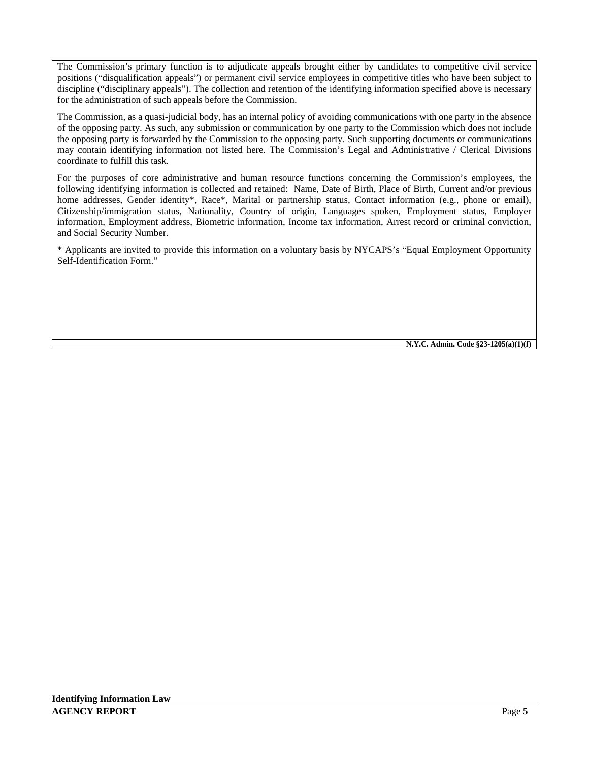The Commission's primary function is to adjudicate appeals brought either by candidates to competitive civil service positions ("disqualification appeals") or permanent civil service employees in competitive titles who have been subject to discipline ("disciplinary appeals"). The collection and retention of the identifying information specified above is necessary for the administration of such appeals before the Commission.

The Commission, as a quasi-judicial body, has an internal policy of avoiding communications with one party in the absence of the opposing party. As such, any submission or communication by one party to the Commission which does not include the opposing party is forwarded by the Commission to the opposing party. Such supporting documents or communications may contain identifying information not listed here. The Commission's Legal and Administrative / Clerical Divisions coordinate to fulfill this task.

For the purposes of core administrative and human resource functions concerning the Commission's employees, the following identifying information is collected and retained: Name, Date of Birth, Place of Birth, Current and/or previous home addresses, Gender identity*, Race*, Marital or partnership status, Contact information (e.g., phone or email), Citizenship/immigration status, Nationality, Country of origin, Languages spoken, Employment status, Employer information, Employment address, Biometric information, Income tax information, Arrest record or criminal conviction, and Social Security Number.

* Applicants are invited to provide this information on a voluntary basis by NYCAPS's "Equal Employment Opportunity Self-Identification Form."

**N.Y.C. Admin. Code §23-1205(a)(1)(f)**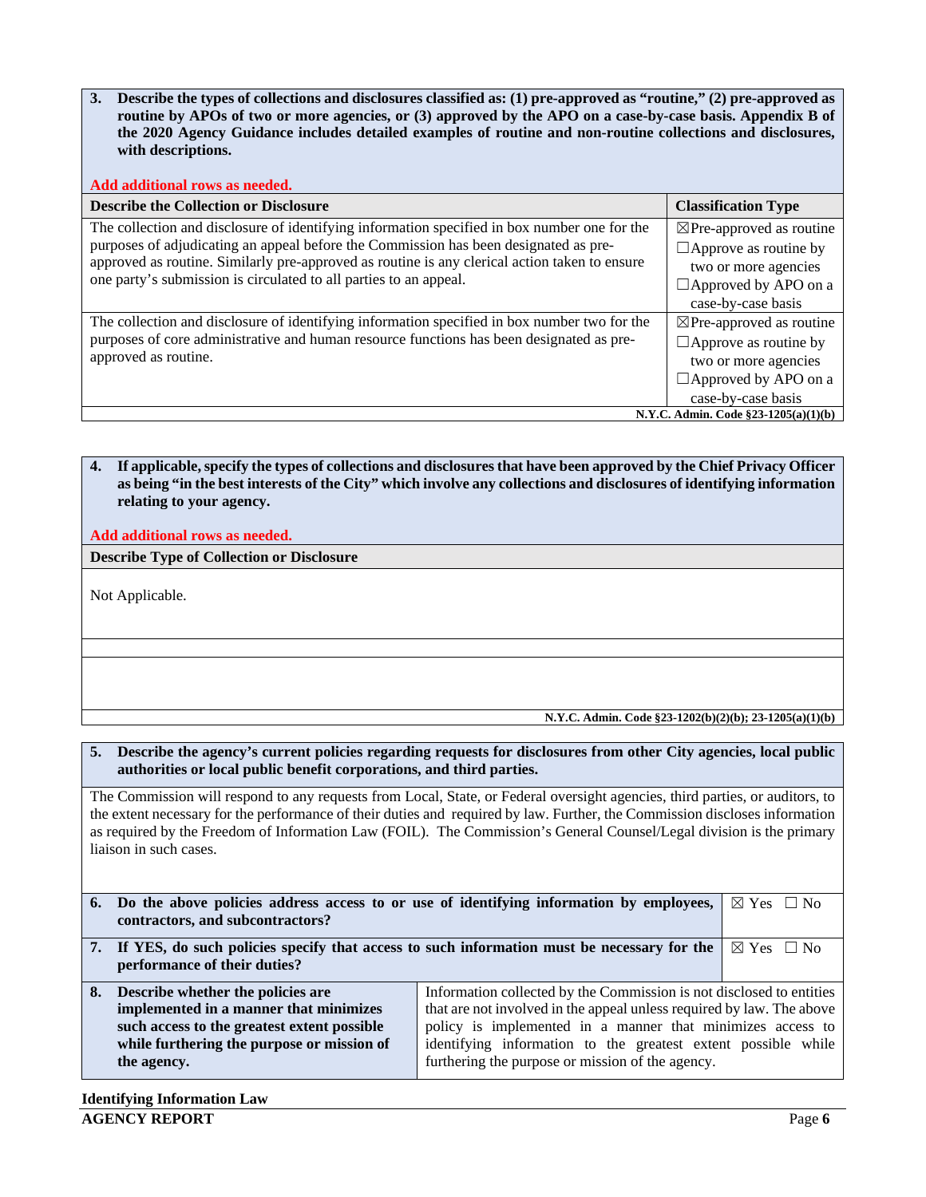**3. Describe the types of collections and disclosures classified as: (1) pre-approved as "routine," (2) pre-approved as routine by APOs of two or more agencies, or (3) approved by the APO on a case-by-case basis. Appendix B of the 2020 Agency Guidance includes detailed examples of routine and non-routine collections and disclosures, with descriptions.**

**Add additional rows as needed.**

| Describe the Collection or Disclosure | Classification Type |
|---|---|
| The collection and disclosure of identifying information specified in box number one for the purposes of adjudicating an appeal before the Commission has been designated as pre-approved as routine. Similarly pre-approved as routine is any clerical action taken to ensure one party's submission is circulated to all parties to an appeal. | ☒Pre-approved as routine<br>☐Approve as routine by two or more agencies<br>☐Approved by APO on a case-by-case basis |
| The collection and disclosure of identifying information specified in box number two for the purposes of core administrative and human resource functions has been designated as pre-approved as routine. | ☒Pre-approved as routine<br>☐Approve as routine by two or more agencies<br>☐Approved by APO on a case-by-case basis |

**N.Y.C. Admin. Code §23-1205(a)(1)(b)**

**4. If applicable, specify the types of collections and disclosures that have been approved by the Chief Privacy Officer as being "in the best interests of the City" which involve any collections and disclosures of identifying information relating to your agency.**

**Add additional rows as needed.**

| Describe Type of Collection or Disclosure |
|---|
| Not Applicable. |
| |
| |

**N.Y.C. Admin. Code §23-1202(b)(2)(b); 23-1205(a)(1)(b)**

**5. Describe the agency's current policies regarding requests for disclosures from other City agencies, local public authorities or local public benefit corporations, and third parties.**

The Commission will respond to any requests from Local, State, or Federal oversight agencies, third parties, or auditors, to the extent necessary for the performance of their duties and required by law. Further, the Commission discloses information as required by the Freedom of Information Law (FOIL). The Commission's General Counsel/Legal division is the primary liaison in such cases.

| | |
|---|---|
| **6. Do the above policies address access to or use of identifying information by employees, contractors, and subcontractors?** | ☒ Yes ☐ No |
| **7. If YES, do such policies specify that access to such information must be necessary for the performance of their duties?** | ☒ Yes ☐ No |
| **8. Describe whether the policies are implemented in a manner that minimizes such access to the greatest extent possible while furthering the purpose or mission of the agency.** | Information collected by the Commission is not disclosed to entities that are not involved in the appeal unless required by law. The above policy is implemented in a manner that minimizes access to identifying information to the greatest extent possible while furthering the purpose or mission of the agency. |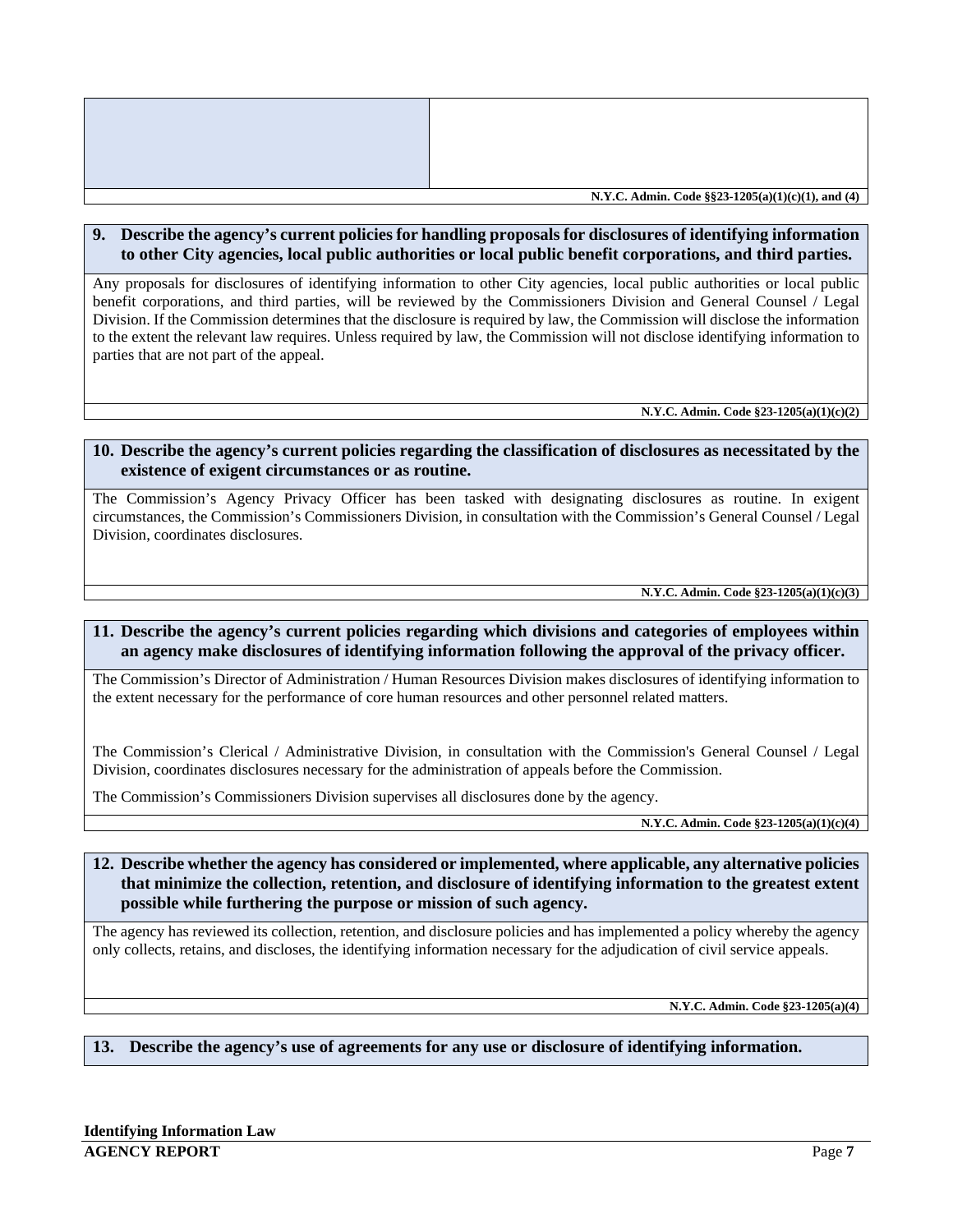| | |
|---|---|
| | |

N.Y.C. Admin. Code §§23-1205(a)(1)(c)(1), and (4)

**9. Describe the agency's current policies for handling proposals for disclosures of identifying information to other City agencies, local public authorities or local public benefit corporations, and third parties.**

Any proposals for disclosures of identifying information to other City agencies, local public authorities or local public benefit corporations, and third parties, will be reviewed by the Commissioners Division and General Counsel / Legal Division. If the Commission determines that the disclosure is required by law, the Commission will disclose the information to the extent the relevant law requires. Unless required by law, the Commission will not disclose identifying information to parties that are not part of the appeal.

N.Y.C. Admin. Code §23-1205(a)(1)(c)(2)

**10. Describe the agency's current policies regarding the classification of disclosures as necessitated by the existence of exigent circumstances or as routine.**

The Commission's Agency Privacy Officer has been tasked with designating disclosures as routine. In exigent circumstances, the Commission's Commissioners Division, in consultation with the Commission's General Counsel / Legal Division, coordinates disclosures.

N.Y.C. Admin. Code §23-1205(a)(1)(c)(3)

**11. Describe the agency's current policies regarding which divisions and categories of employees within an agency make disclosures of identifying information following the approval of the privacy officer.**

The Commission's Director of Administration / Human Resources Division makes disclosures of identifying information to the extent necessary for the performance of core human resources and other personnel related matters.

The Commission's Clerical / Administrative Division, in consultation with the Commission's General Counsel / Legal Division, coordinates disclosures necessary for the administration of appeals before the Commission.

The Commission's Commissioners Division supervises all disclosures done by the agency.

N.Y.C. Admin. Code §23-1205(a)(1)(c)(4)

**12. Describe whether the agency has considered or implemented, where applicable, any alternative policies that minimize the collection, retention, and disclosure of identifying information to the greatest extent possible while furthering the purpose or mission of such agency.**

The agency has reviewed its collection, retention, and disclosure policies and has implemented a policy whereby the agency only collects, retains, and discloses, the identifying information necessary for the adjudication of civil service appeals.

N.Y.C. Admin. Code §23-1205(a)(4)

**13. Describe the agency's use of agreements for any use or disclosure of identifying information.**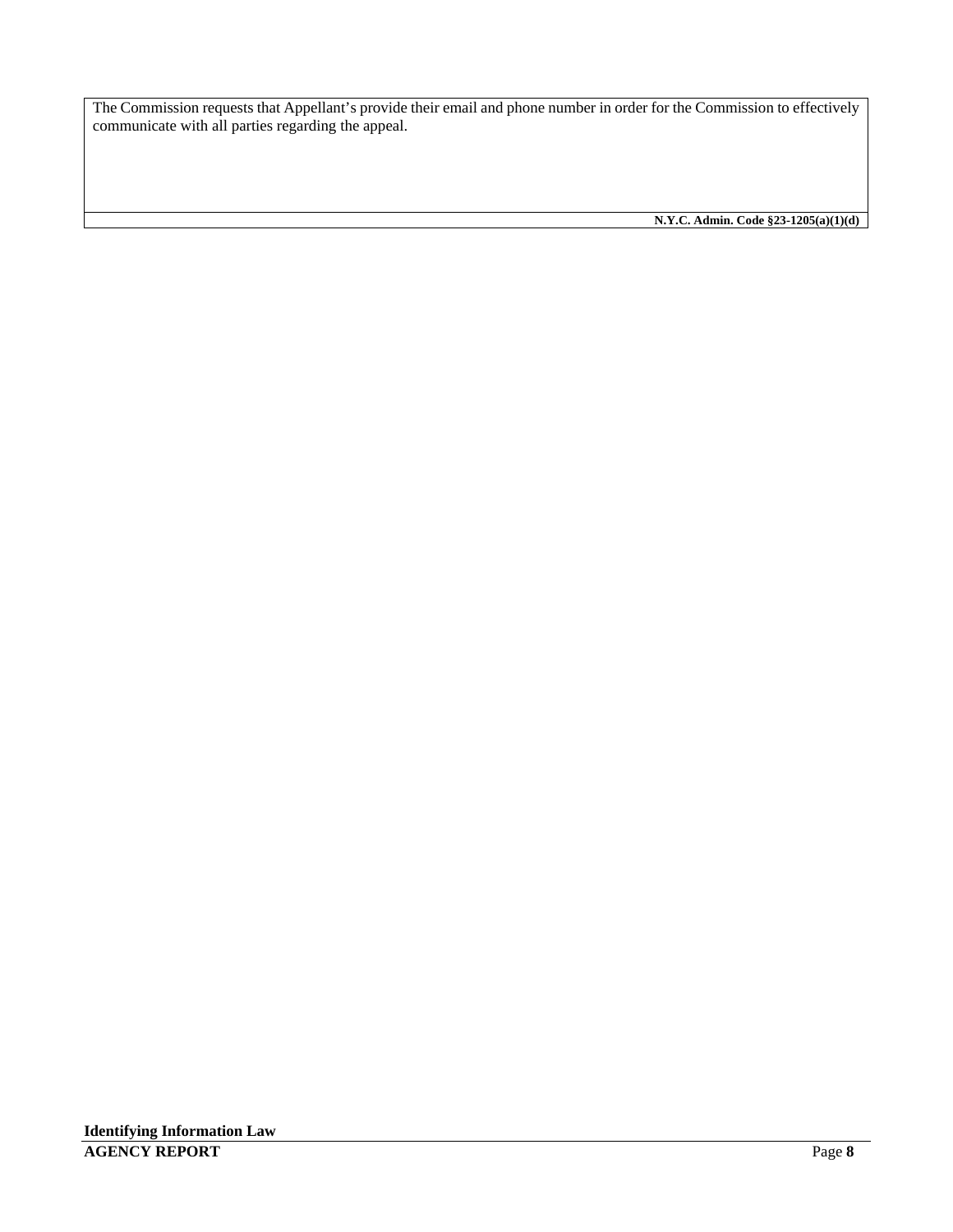| The Commission requests that Appellant's provide their email and phone number in order for the Commission to effectively communicate with all parties regarding the appeal. |
| --- |
| **N.Y.C. Admin. Code §23-1205(a)(1)(d)** |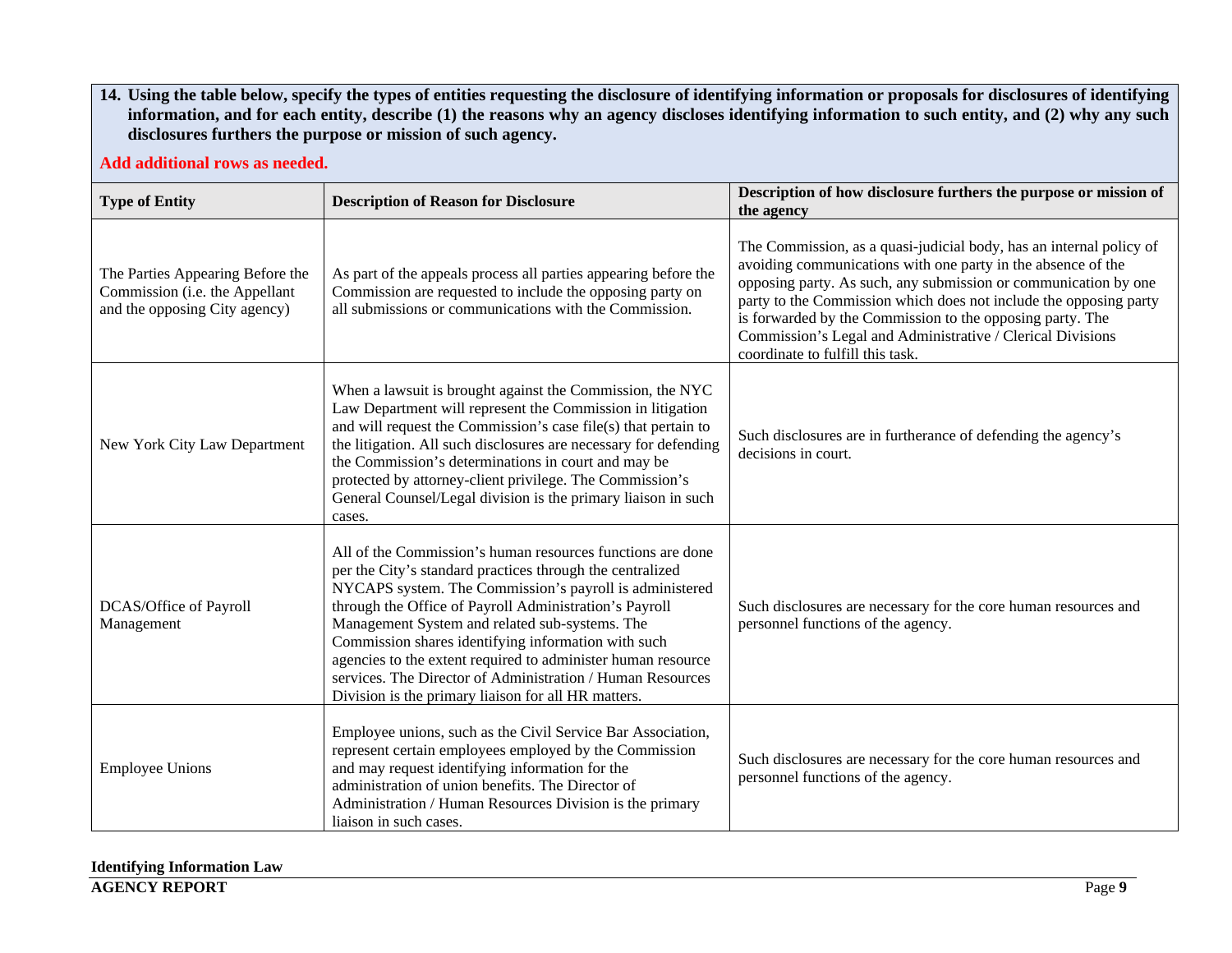**14. Using the table below, specify the types of entities requesting the disclosure of identifying information or proposals for disclosures of identifying information, and for each entity, describe (1) the reasons why an agency discloses identifying information to such entity, and (2) why any such disclosures furthers the purpose or mission of such agency.**

**Add additional rows as needed.**

| Type of Entity | Description of Reason for Disclosure | Description of how disclosure furthers the purpose or mission of the agency |
|---|---|---|
| The Parties Appearing Before the Commission (i.e. the Appellant and the opposing City agency) | As part of the appeals process all parties appearing before the Commission are requested to include the opposing party on all submissions or communications with the Commission. | The Commission, as a quasi-judicial body, has an internal policy of avoiding communications with one party in the absence of the opposing party. As such, any submission or communication by one party to the Commission which does not include the opposing party is forwarded by the Commission to the opposing party. The Commission's Legal and Administrative / Clerical Divisions coordinate to fulfill this task. |
| New York City Law Department | When a lawsuit is brought against the Commission, the NYC Law Department will represent the Commission in litigation and will request the Commission's case file(s) that pertain to the litigation. All such disclosures are necessary for defending the Commission's determinations in court and may be protected by attorney-client privilege. The Commission's General Counsel/Legal division is the primary liaison in such cases. | Such disclosures are in furtherance of defending the agency's decisions in court. |
| DCAS/Office of Payroll Management | All of the Commission's human resources functions are done per the City's standard practices through the centralized NYCAPS system. The Commission's payroll is administered through the Office of Payroll Administration's Payroll Management System and related sub-systems. The Commission shares identifying information with such agencies to the extent required to administer human resource services. The Director of Administration / Human Resources Division is the primary liaison for all HR matters. | Such disclosures are necessary for the core human resources and personnel functions of the agency. |
| Employee Unions | Employee unions, such as the Civil Service Bar Association, represent certain employees employed by the Commission and may request identifying information for the administration of union benefits. The Director of Administration / Human Resources Division is the primary liaison in such cases. | Such disclosures are necessary for the core human resources and personnel functions of the agency. |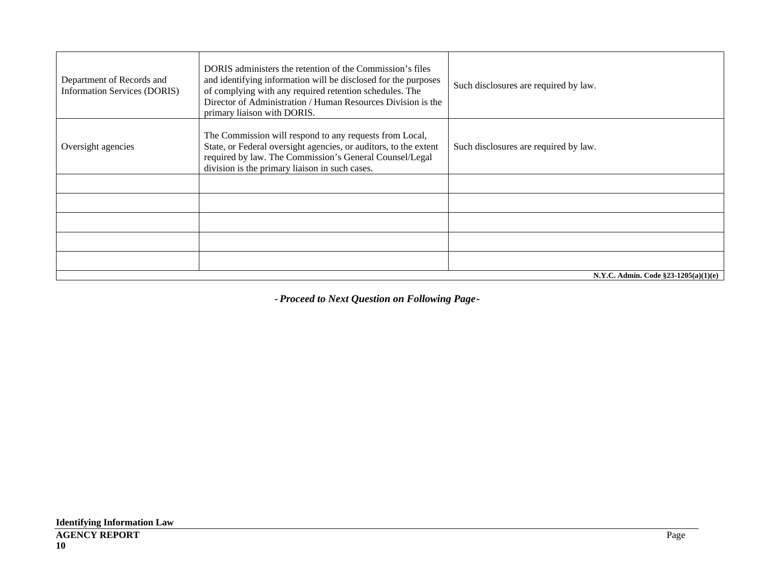| | | |
|---|---|---|
| Department of Records and Information Services (DORIS) | DORIS administers the retention of the Commission's files and identifying information will be disclosed for the purposes of complying with any required retention schedules. The Director of Administration / Human Resources Division is the primary liaison with DORIS. | Such disclosures are required by law. |
| Oversight agencies | The Commission will respond to any requests from Local, State, or Federal oversight agencies, or auditors, to the extent required by law. The Commission's General Counsel/Legal division is the primary liaison in such cases. | Such disclosures are required by law. |
| | | |
| | | |
| | | |
| | | |
| | | |
| | | **N.Y.C. Admin. Code §23-1205(a)(1)(e)** |

***- Proceed to Next Question on Following Page -***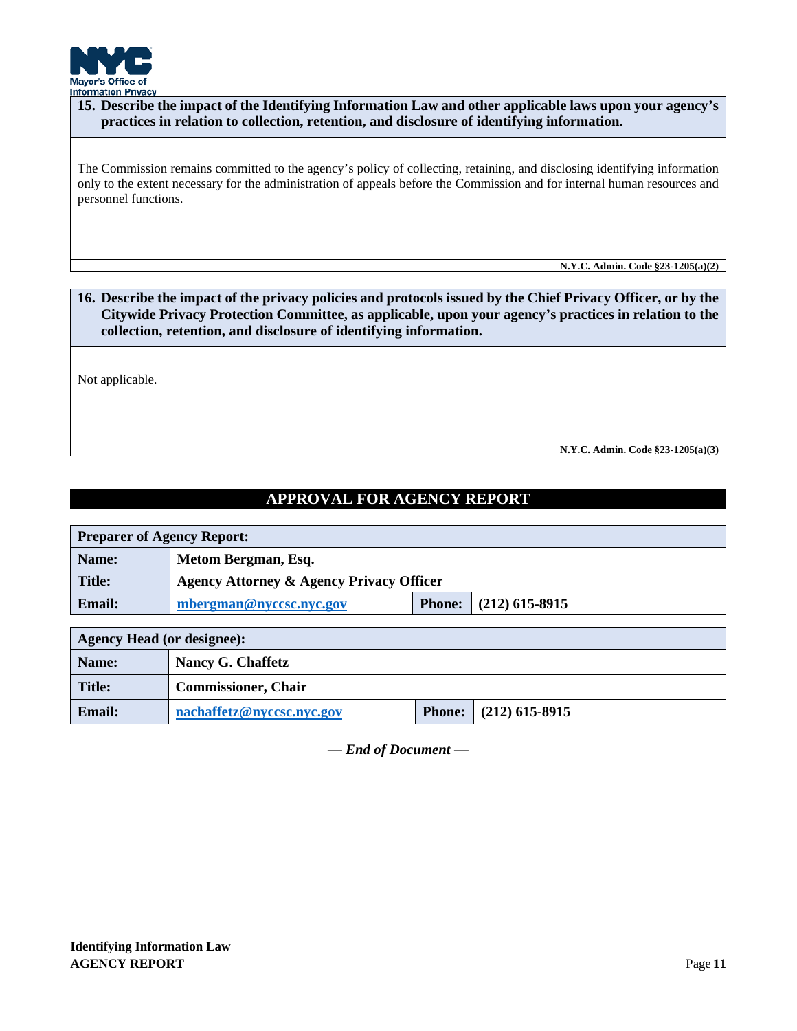**15. Describe the impact of the Identifying Information Law and other applicable laws upon your agency's practices in relation to collection, retention, and disclosure of identifying information.**

The Commission remains committed to the agency's policy of collecting, retaining, and disclosing identifying information only to the extent necessary for the administration of appeals before the Commission and for internal human resources and personnel functions.

**N.Y.C. Admin. Code §23-1205(a)(2)**

**16. Describe the impact of the privacy policies and protocols issued by the Chief Privacy Officer, or by the Citywide Privacy Protection Committee, as applicable, upon your agency's practices in relation to the collection, retention, and disclosure of identifying information.**

Not applicable.

**N.Y.C. Admin. Code §23-1205(a)(3)**

## APPROVAL FOR AGENCY REPORT

| Preparer of Agency Report: | | | |
|---|---|---|---|
| **Name:** | **Metom Bergman, Esq.** | | |
| **Title:** | **Agency Attorney & Agency Privacy Officer** | | |
| **Email:** | **mbergman@nyccsc.nyc.gov** | **Phone:** | **(212) 615-8915** |

| Agency Head (or designee): | | | |
|---|---|---|---|
| **Name:** | **Nancy G. Chaffetz** | | |
| **Title:** | **Commissioner, Chair** | | |
| **Email:** | **nachaffetz@nyccsc.nyc.gov** | **Phone:** | **(212) 615-8915** |

***— End of Document —***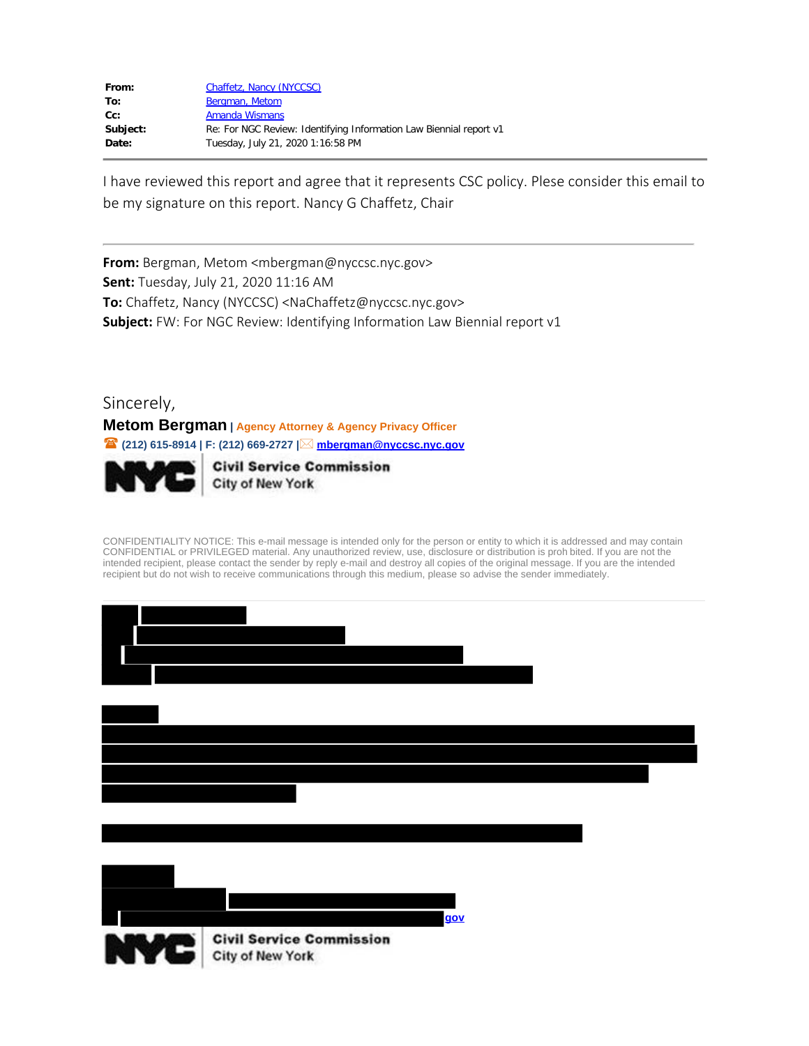| | |
|---|---|
| **From:** | Chaffetz, Nancy (NYCCSC) |
| **To:** | Bergman, Metom |
| **Cc:** | Amanda Wismans |
| **Subject:** | Re: For NGC Review: Identifying Information Law Biennial report v1 |
| **Date:** | Tuesday, July 21, 2020 1:16:58 PM |

---

I have reviewed this report and agree that it represents CSC policy. Plese consider this email to be my signature on this report. Nancy G Chaffetz, Chair

---

**From:** Bergman, Metom <mbergman@nyccsc.nyc.gov>
**Sent:** Tuesday, July 21, 2020 11:16 AM
**To:** Chaffetz, Nancy (NYCCSC) <NaChaffetz@nyccsc.nyc.gov>
**Subject:** FW: For NGC Review: Identifying Information Law Biennial report v1

Sincerely,

**Metom Bergman** | **Agency Attorney & Agency Privacy Officer**
**(212) 615-8914 | F: (212) 669-2727 | mbergman@nyccsc.nyc.gov**

NYC | Civil Service Commission
City of New York

CONFIDENTIALITY NOTICE: This e-mail message is intended only for the person or entity to which it is addressed and may contain CONFIDENTIAL or PRIVILEGED material. Any unauthorized review, use, disclosure or distribution is proh bited. If you are not the intended recipient, please contact the sender by reply e-mail and destroy all copies of the original message. If you are the intended recipient but do not wish to receive communications through this medium, please so advise the sender immediately.

---

gov

NYC | Civil Service Commission
City of New York